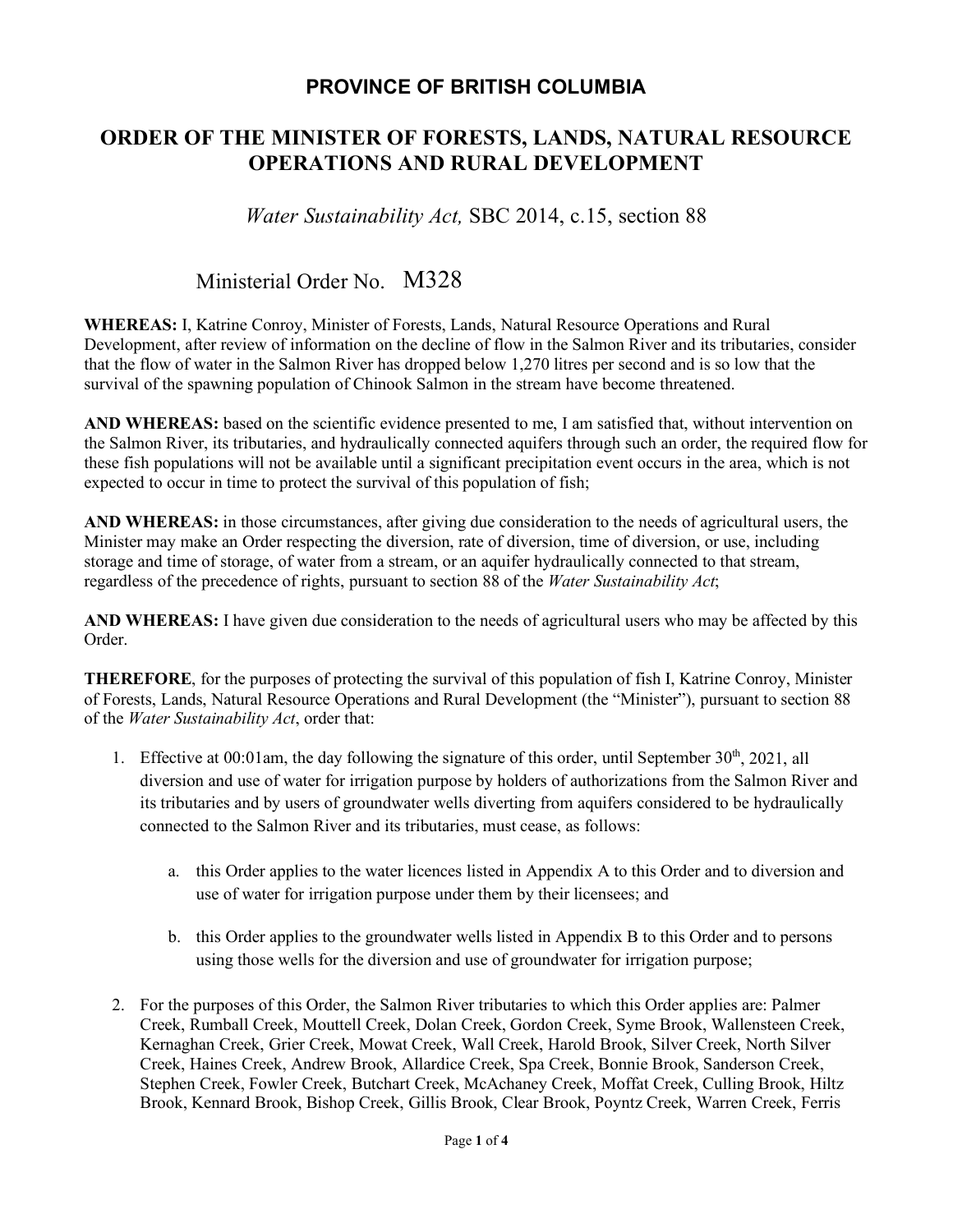# PROVINCE OF BRITISH COLUMBIA

# ORDER OF THE MINISTER OF FORESTS, LANDS, NATURAL RESOURCE OPERATIONS AND RURAL DEVELOPMENT

*Water Sustainability Act,* SBC 2014, c.15, section 88

Ministerial Order No. M328

**WHEREAS:** I, Katrine Conroy, Minister of Forests, Lands, Natural Resource Operations and Rural Development, after review of information on the decline of flow in the Salmon River and its tributaries, consider that the flow of water in the Salmon River has dropped below 1,270 litres per second and is so low that the survival of the spawning population of Chinook Salmon in the stream have become threatened.

**AND WHEREAS:** based on the scientific evidence presented to me, I am satisfied that, without intervention on the Salmon River, its tributaries, and hydraulically connected aquifers through such an order, the required flow for these fish populations will not be available until a significant precipitation event occurs in the area, which is not expected to occur in time to protect the survival of this population of fish;

**AND WHEREAS:** in those circumstances, after giving due consideration to the needs of agricultural users, the Minister may make an Order respecting the diversion, rate of diversion, time of diversion, or use, including storage and time of storage, of water from a stream, or an aquifer hydraulically connected to that stream, regardless of the precedence of rights, pursuant to section 88 of the *Water Sustainability Act*;

**AND WHEREAS:** I have given due consideration to the needs of agricultural users who may be affected by this Order.

**THEREFORE**, for the purposes of protecting the survival of this population of fish I, Katrine Conroy, Minister of Forests, Lands, Natural Resource Operations and Rural Development (the "Minister"), pursuant to section 88 of the *Water Sustainability Act*, order that:

1. Effective at 00:01am, the day following the signature of this order, until September 30th, 2021, all diversion and use of water for irrigation purpose by holders of authorizations from the Salmon River and its tributaries and by users of groundwater wells diverting from aquifers considered to be hydraulically connected to the Salmon River and its tributaries, must cease, as follows:

   a. this Order applies to the water licences listed in Appendix A to this Order and to diversion and use of water for irrigation purpose under them by their licensees; and

   b. this Order applies to the groundwater wells listed in Appendix B to this Order and to persons using those wells for the diversion and use of groundwater for irrigation purpose;

2. For the purposes of this Order, the Salmon River tributaries to which this Order applies are: Palmer Creek, Rumball Creek, Mouttell Creek, Dolan Creek, Gordon Creek, Syme Brook, Wallensteen Creek, Kernaghan Creek, Grier Creek, Mowat Creek, Wall Creek, Harold Brook, Silver Creek, North Silver Creek, Haines Creek, Andrew Brook, Allardice Creek, Spa Creek, Bonnie Brook, Sanderson Creek, Stephen Creek, Fowler Creek, Butchart Creek, McAchaney Creek, Moffat Creek, Culling Brook, Hiltz Brook, Kennard Brook, Bishop Creek, Gillis Brook, Clear Brook, Poyntz Creek, Warren Creek, Ferris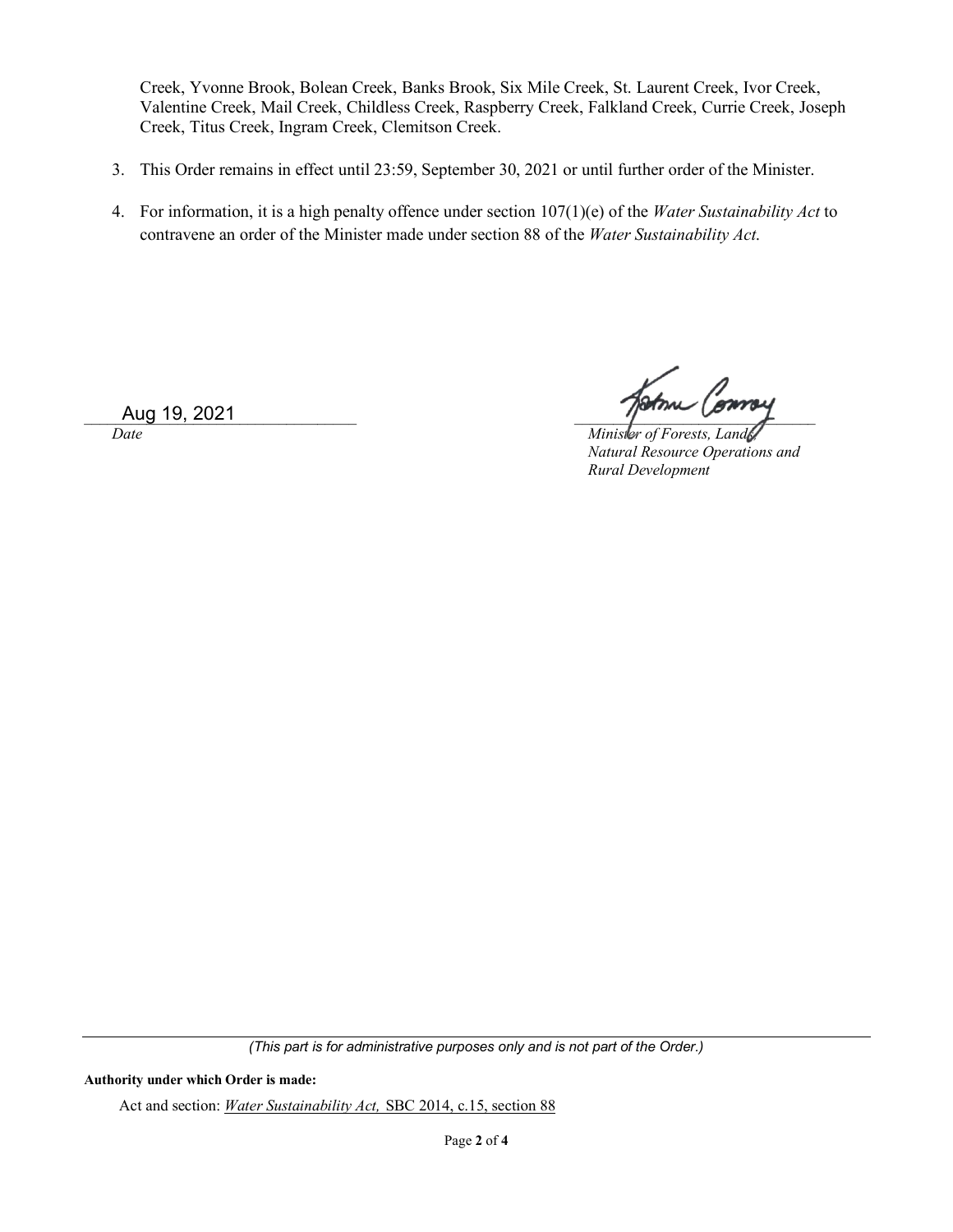Creek, Yvonne Brook, Bolean Creek, Banks Brook, Six Mile Creek, St. Laurent Creek, Ivor Creek, Valentine Creek, Mail Creek, Childless Creek, Raspberry Creek, Falkland Creek, Currie Creek, Joseph Creek, Titus Creek, Ingram Creek, Clemitson Creek.

3. This Order remains in effect until 23:59, September 30, 2021 or until further order of the Minister.

4. For information, it is a high penalty offence under section 107(1)(e) of the *Water Sustainability Act* to contravene an order of the Minister made under section 88 of the *Water Sustainability Act*.

Aug 19, 2021
*Date*

*Minister of Forests, Lands, Natural Resource Operations and Rural Development*

*(This part is for administrative purposes only and is not part of the Order.)*

**Authority under which Order is made:**

Act and section: *Water Sustainability Act,* SBC 2014, c.15, section 88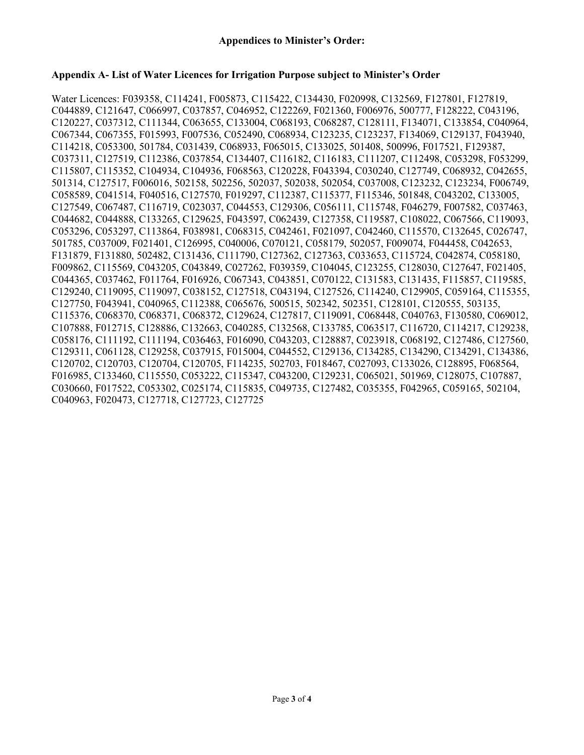**Appendices to Minister's Order:**

**Appendix A- List of Water Licences for Irrigation Purpose subject to Minister's Order**

Water Licences: F039358, C114241, F005873, C115422, C134430, F020998, C132569, F127801, F127819, C044889, C121647, C066997, C037857, C046952, C122269, F021360, F006976, 500777, F128222, C043196, C120227, C037312, C111344, C063655, C133004, C068193, C068287, C128111, F134071, C133854, C040964, C067344, C067355, F015993, F007536, C052490, C068934, C123235, C123237, F134069, C129137, F043940, C114218, C053300, 501784, C031439, C068933, F065015, C133025, 501408, 500996, F017521, F129387, C037311, C127519, C112386, C037854, C134407, C116182, C116183, C111207, C112498, C053298, F053299, C115807, C115352, C104934, C104936, F068563, C120228, F043394, C030240, C127749, C068932, C042655, 501314, C127517, F006016, 502158, 502256, 502037, 502038, 502054, C037008, C123232, C123234, F006749, C058589, C041514, F040516, C127570, F019297, C112387, C115377, F115346, 501848, C043202, C133005, C127549, C067487, C116719, C023037, C044553, C129306, C056111, C115748, F046279, F007582, C037463, C044682, C044888, C133265, C129625, F043597, C062439, C127358, C119587, C108022, C067566, C119093, C053296, C053297, C113864, F038981, C068315, C042461, F021097, C042460, C115570, C132645, C026747, 501785, C037009, F021401, C126995, C040006, C070121, C058179, 502057, F009074, F044458, C042653, F131879, F131880, 502482, C131436, C111790, C127362, C127363, C033653, C115724, C042874, C058180, F009862, C115569, C043205, C043849, C027262, F039359, C104045, C123255, C128030, C127647, F021405, C044365, C037462, F011764, F016926, C067343, C043851, C070122, C131583, C131435, F115857, C119585, C129240, C119095, C119097, C038152, C127518, C043194, C127526, C114240, C129905, C059164, C115355, C127750, F043941, C040965, C112388, C065676, 500515, 502342, 502351, C128101, C120555, 503135, C115376, C068370, C068371, C068372, C129624, C127817, C119091, C068448, C040763, F130580, C069012, C107888, F012715, C128886, C132663, C040285, C132568, C133785, C063517, C116720, C114217, C129238, C058176, C111192, C111194, C036463, F016090, C043203, C128887, C023918, C068192, C127486, C127560, C129311, C061128, C129258, C037915, F015004, C044552, C129136, C134285, C134290, C134291, C134386, C120702, C120703, C120704, C120705, F114235, 502703, F018467, C027093, C133026, C128895, F068564, F016985, C133460, C115550, C053222, C115347, C043200, C129231, C065021, 501969, C128075, C107887, C030660, F017522, C053302, C025174, C115835, C049735, C127482, C035355, F042965, C059165, 502104, C040963, F020473, C127718, C127723, C127725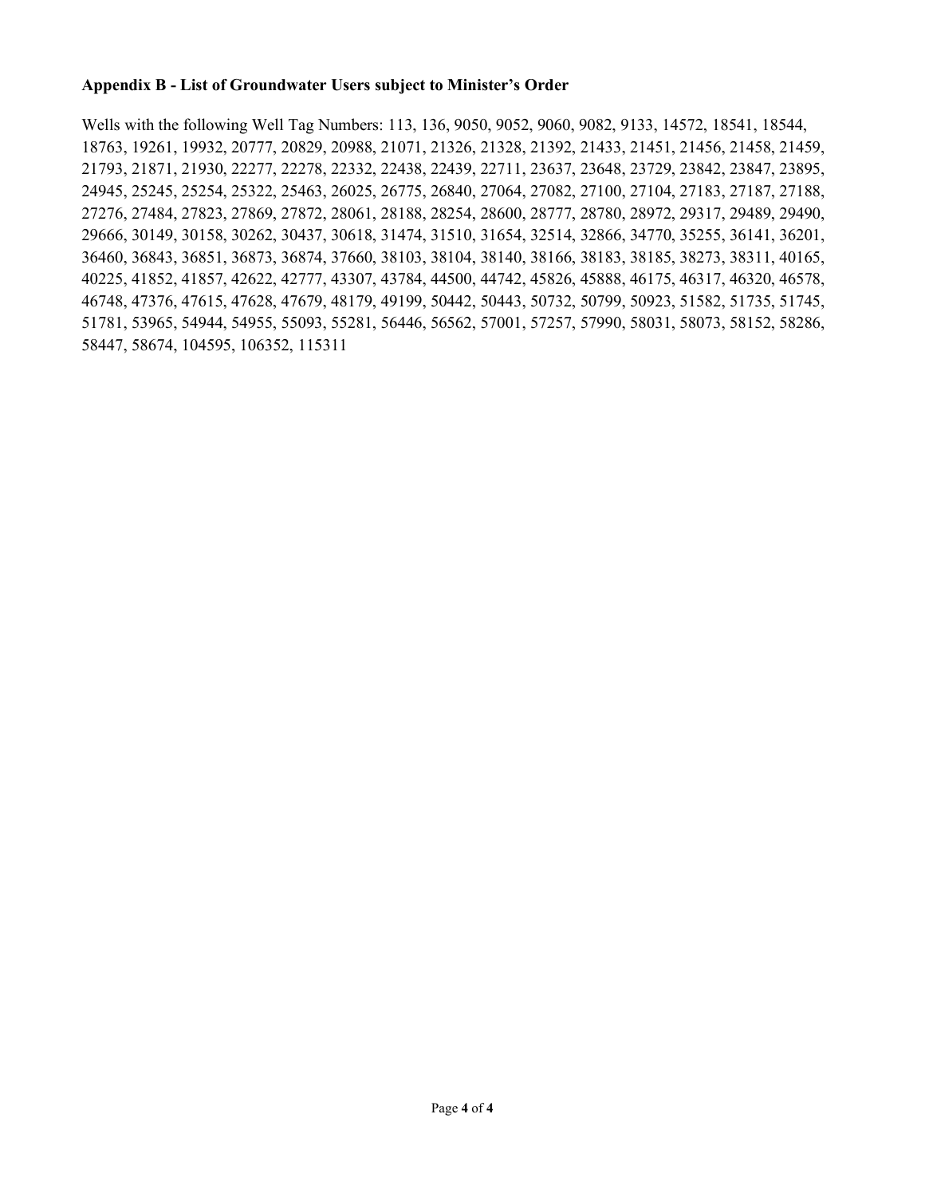**Appendix B - List of Groundwater Users subject to Minister's Order**

Wells with the following Well Tag Numbers: 113, 136, 9050, 9052, 9060, 9082, 9133, 14572, 18541, 18544, 18763, 19261, 19932, 20777, 20829, 20988, 21071, 21326, 21328, 21392, 21433, 21451, 21456, 21458, 21459, 21793, 21871, 21930, 22277, 22278, 22332, 22438, 22439, 22711, 23637, 23648, 23729, 23842, 23847, 23895, 24945, 25245, 25254, 25322, 25463, 26025, 26775, 26840, 27064, 27082, 27100, 27104, 27183, 27187, 27188, 27276, 27484, 27823, 27869, 27872, 28061, 28188, 28254, 28600, 28777, 28780, 28972, 29317, 29489, 29490, 29666, 30149, 30158, 30262, 30437, 30618, 31474, 31510, 31654, 32514, 32866, 34770, 35255, 36141, 36201, 36460, 36843, 36851, 36873, 36874, 37660, 38103, 38104, 38140, 38166, 38183, 38185, 38273, 38311, 40165, 40225, 41852, 41857, 42622, 42777, 43307, 43784, 44500, 44742, 45826, 45888, 46175, 46317, 46320, 46578, 46748, 47376, 47615, 47628, 47679, 48179, 49199, 50442, 50443, 50732, 50799, 50923, 51582, 51735, 51745, 51781, 53965, 54944, 54955, 55093, 55281, 56446, 56562, 57001, 57257, 57990, 58031, 58073, 58152, 58286, 58447, 58674, 104595, 106352, 115311